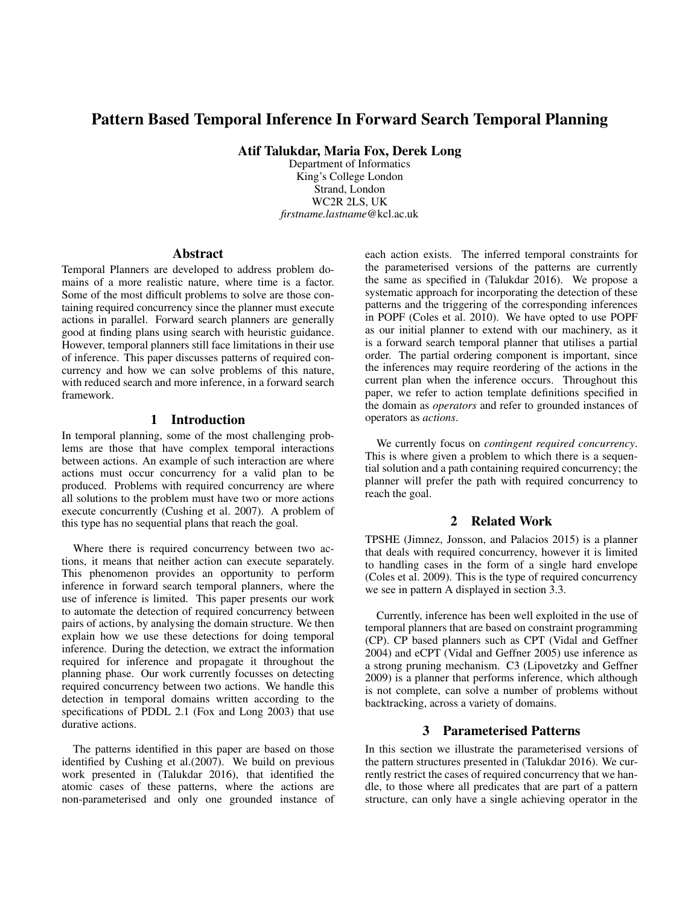# Pattern Based Temporal Inference In Forward Search Temporal Planning

**Atif Talukdar, Maria Fox, Derek Long**

Department of Informatics
King's College London
Strand, London
WC2R 2LS, UK
*firstname.lastname*@kcl.ac.uk

## Abstract

Temporal Planners are developed to address problem domains of a more realistic nature, where time is a factor. Some of the most difficult problems to solve are those containing required concurrency since the planner must execute actions in parallel. Forward search planners are generally good at finding plans using search with heuristic guidance. However, temporal planners still face limitations in their use of inference. This paper discusses patterns of required concurrency and how we can solve problems of this nature, with reduced search and more inference, in a forward search framework.

## 1 Introduction

In temporal planning, some of the most challenging problems are those that have complex temporal interactions between actions. An example of such interaction are where actions must occur concurrency for a valid plan to be produced. Problems with required concurrency are where all solutions to the problem must have two or more actions execute concurrently (Cushing et al. 2007). A problem of this type has no sequential plans that reach the goal.

Where there is required concurrency between two actions, it means that neither action can execute separately. This phenomenon provides an opportunity to perform inference in forward search temporal planners, where the use of inference is limited. This paper presents our work to automate the detection of required concurrency between pairs of actions, by analysing the domain structure. We then explain how we use these detections for doing temporal inference. During the detection, we extract the information required for inference and propagate it throughout the planning phase. Our work currently focusses on detecting required concurrency between two actions. We handle this detection in temporal domains written according to the specifications of PDDL 2.1 (Fox and Long 2003) that use durative actions.

The patterns identified in this paper are based on those identified by Cushing et al.(2007). We build on previous work presented in (Talukdar 2016), that identified the atomic cases of these patterns, where the actions are non-parameterised and only one grounded instance of each action exists. The inferred temporal constraints for the parameterised versions of the patterns are currently the same as specified in (Talukdar 2016). We propose a systematic approach for incorporating the detection of these patterns and the triggering of the corresponding inferences in POPF (Coles et al. 2010). We have opted to use POPF as our initial planner to extend with our machinery, as it is a forward search temporal planner that utilises a partial order. The partial ordering component is important, since the inferences may require reordering of the actions in the current plan when the inference occurs. Throughout this paper, we refer to action template definitions specified in the domain as *operators* and refer to grounded instances of operators as *actions*.

We currently focus on *contingent required concurrency*. This is where given a problem to which there is a sequential solution and a path containing required concurrency; the planner will prefer the path with required concurrency to reach the goal.

## 2 Related Work

TPSHE (Jimnez, Jonsson, and Palacios 2015) is a planner that deals with required concurrency, however it is limited to handling cases in the form of a single hard envelope (Coles et al. 2009). This is the type of required concurrency we see in pattern A displayed in section 3.3.

Currently, inference has been well exploited in the use of temporal planners that are based on constraint programming (CP). CP based planners such as CPT (Vidal and Geffner 2004) and eCPT (Vidal and Geffner 2005) use inference as a strong pruning mechanism. C3 (Lipovetzky and Geffner 2009) is a planner that performs inference, which although is not complete, can solve a number of problems without backtracking, across a variety of domains.

## 3 Parameterised Patterns

In this section we illustrate the parameterised versions of the pattern structures presented in (Talukdar 2016). We currently restrict the cases of required concurrency that we handle, to those where all predicates that are part of a pattern structure, can only have a single achieving operator in the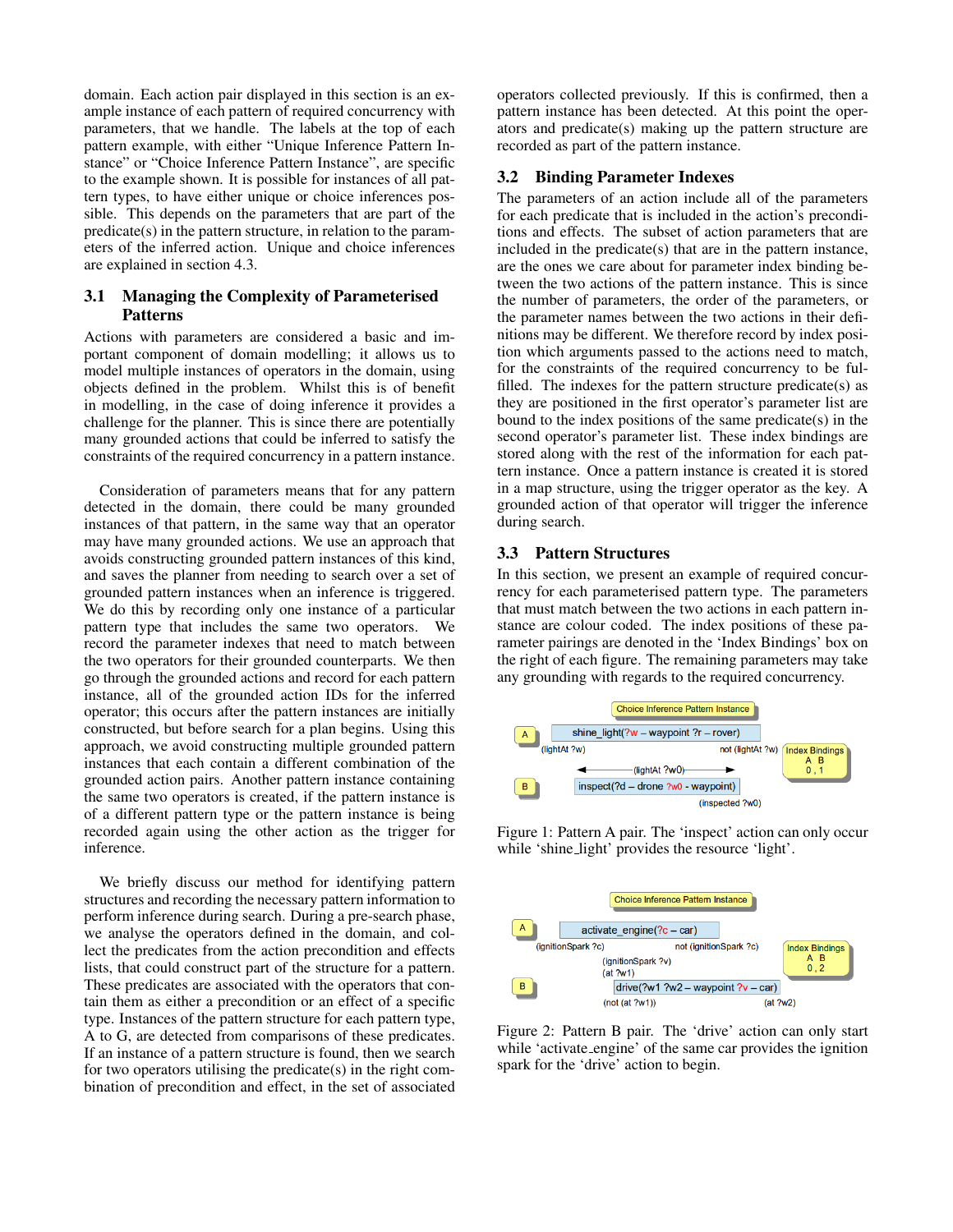domain. Each action pair displayed in this section is an example instance of each pattern of required concurrency with parameters, that we handle. The labels at the top of each pattern example, with either "Unique Inference Pattern Instance" or "Choice Inference Pattern Instance", are specific to the example shown. It is possible for instances of all pattern types, to have either unique or choice inferences possible. This depends on the parameters that are part of the predicate(s) in the pattern structure, in relation to the parameters of the inferred action. Unique and choice inferences are explained in section 4.3.

## 3.1 Managing the Complexity of Parameterised Patterns

Actions with parameters are considered a basic and important component of domain modelling; it allows us to model multiple instances of operators in the domain, using objects defined in the problem. Whilst this is of benefit in modelling, in the case of doing inference it provides a challenge for the planner. This is since there are potentially many grounded actions that could be inferred to satisfy the constraints of the required concurrency in a pattern instance.

Consideration of parameters means that for any pattern detected in the domain, there could be many grounded instances of that pattern, in the same way that an operator may have many grounded actions. We use an approach that avoids constructing grounded pattern instances of this kind, and saves the planner from needing to search over a set of grounded pattern instances when an inference is triggered. We do this by recording only one instance of a particular pattern type that includes the same two operators. We record the parameter indexes that need to match between the two operators for their grounded counterparts. We then go through the grounded actions and record for each pattern instance, all of the grounded action IDs for the inferred operator; this occurs after the pattern instances are initially constructed, but before search for a plan begins. Using this approach, we avoid constructing multiple grounded pattern instances that each contain a different combination of the grounded action pairs. Another pattern instance containing the same two operators is created, if the pattern instance is of a different pattern type or the pattern instance is being recorded again using the other action as the trigger for inference.

We briefly discuss our method for identifying pattern structures and recording the necessary pattern information to perform inference during search. During a pre-search phase, we analyse the operators defined in the domain, and collect the predicates from the action precondition and effects lists, that could construct part of the structure for a pattern. These predicates are associated with the operators that contain them as either a precondition or an effect of a specific type. Instances of the pattern structure for each pattern type, A to G, are detected from comparisons of these predicates. If an instance of a pattern structure is found, then we search for two operators utilising the predicate(s) in the right combination of precondition and effect, in the set of associated operators collected previously. If this is confirmed, then a pattern instance has been detected. At this point the operators and predicate(s) making up the pattern structure are recorded as part of the pattern instance.

## 3.2 Binding Parameter Indexes

The parameters of an action include all of the parameters for each predicate that is included in the action's preconditions and effects. The subset of action parameters that are included in the predicate(s) that are in the pattern instance, are the ones we care about for parameter index binding between the two actions of the pattern instance. This is since the number of parameters, the order of the parameters, or the parameter names between the two actions in their definitions may be different. We therefore record by index position which arguments passed to the actions need to match, for the constraints of the required concurrency to be fulfilled. The indexes for the pattern structure predicate(s) as they are positioned in the first operator's parameter list are bound to the index positions of the same predicate(s) in the second operator's parameter list. These index bindings are stored along with the rest of the information for each pattern instance. Once a pattern instance is created it is stored in a map structure, using the trigger operator as the key. A grounded action of that operator will trigger the inference during search.

## 3.3 Pattern Structures

In this section, we present an example of required concurrency for each parameterised pattern type. The parameters that must match between the two actions in each pattern instance are colour coded. The index positions of these parameter pairings are denoted in the 'Index Bindings' box on the right of each figure. The remaining parameters may take any grounding with regards to the required concurrency.

Choice Inference Pattern Instance

A: shine_light(?w – waypoint ?r – rover) — (lightAt ?w) ... not (lightAt ?w)

(lightAt ?w0)

B: inspect(?d – drone ?w0 - waypoint) — (inspected ?w0)

Index Bindings: A B / 0 , 1

Figure 1: Pattern A pair. The 'inspect' action can only occur while 'shine_light' provides the resource 'light'.

Choice Inference Pattern Instance

A: activate_engine(?c – car) — (ignitionSpark ?c) ... not (ignitionSpark ?c)

(ignitionSpark ?v)
(at ?w1)

B: drive(?w1 ?w2 – waypoint ?v – car) — (not (at ?w1)) ... (at ?w2)

Index Bindings: A B / 0 , 2

Figure 2: Pattern B pair. The 'drive' action can only start while 'activate_engine' of the same car provides the ignition spark for the 'drive' action to begin.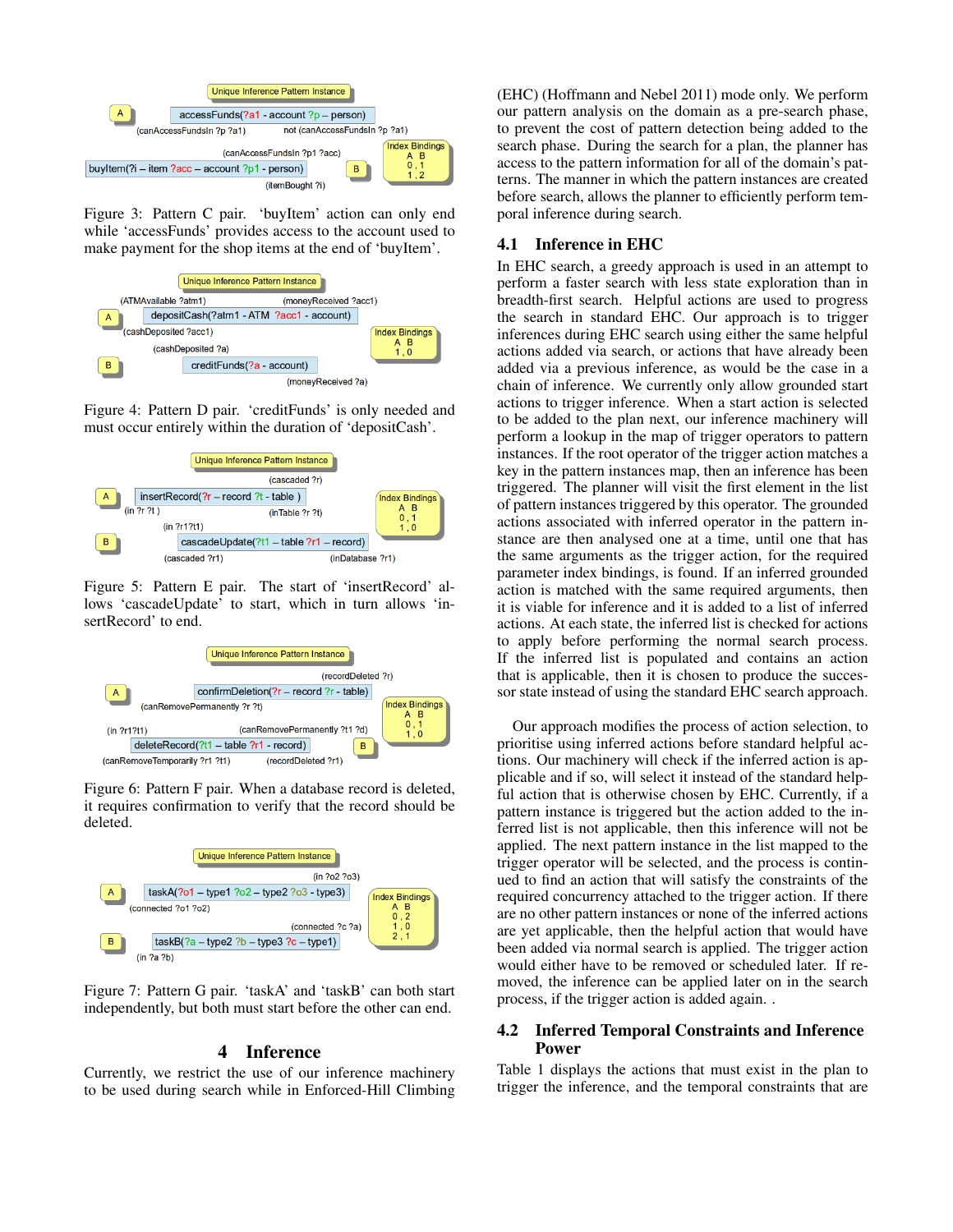Figure 3: Pattern C pair. 'buyItem' action can only end while 'accessFunds' provides access to the account used to make payment for the shop items at the end of 'buyItem'.

Figure 4: Pattern D pair. 'creditFunds' is only needed and must occur entirely within the duration of 'depositCash'.

Figure 5: Pattern E pair. The start of 'insertRecord' allows 'cascadeUpdate' to start, which in turn allows 'insertRecord' to end.

Figure 6: Pattern F pair. When a database record is deleted, it requires confirmation to verify that the record should be deleted.

Figure 7: Pattern G pair. 'taskA' and 'taskB' can both start independently, but both must start before the other can end.

## 4 Inference

Currently, we restrict the use of our inference machinery to be used during search while in Enforced-Hill Climbing (EHC) (Hoffmann and Nebel 2011) mode only. We perform our pattern analysis on the domain as a pre-search phase, to prevent the cost of pattern detection being added to the search phase. During the search for a plan, the planner has access to the pattern information for all of the domain's patterns. The manner in which the pattern instances are created before search, allows the planner to efficiently perform temporal inference during search.

### 4.1 Inference in EHC

In EHC search, a greedy approach is used in an attempt to perform a faster search with less state exploration than in breadth-first search. Helpful actions are used to progress the search in standard EHC. Our approach is to trigger inferences during EHC search using either the same helpful actions added via search, or actions that have already been added via a previous inference, as would be the case in a chain of inference. We currently only allow grounded start actions to trigger inference. When a start action is selected to be added to the plan next, our inference machinery will perform a lookup in the map of trigger operators to pattern instances. If the root operator of the trigger action matches a key in the pattern instances map, then an inference has been triggered. The planner will visit the first element in the list of pattern instances triggered by this operator. The grounded actions associated with inferred operator in the pattern instance are then analysed one at a time, until one that has the same arguments as the trigger action, for the required parameter index bindings, is found. If an inferred grounded action is matched with the same required arguments, then it is viable for inference and it is added to a list of inferred actions. At each state, the inferred list is checked for actions to apply before performing the normal search process. If the inferred list is populated and contains an action that is applicable, then it is chosen to produce the successor state instead of using the standard EHC search approach.

Our approach modifies the process of action selection, to prioritise using inferred actions before standard helpful actions. Our machinery will check if the inferred action is applicable and if so, will select it instead of the standard helpful action that is otherwise chosen by EHC. Currently, if a pattern instance is triggered but the action added to the inferred list is not applicable, then this inference will not be applied. The next pattern instance in the list mapped to the trigger operator will be selected, and the process is continued to find an action that will satisfy the constraints of the required concurrency attached to the trigger action. If there are no other pattern instances or none of the inferred actions are yet applicable, then the helpful action that would have been added via normal search is applied. The trigger action would either have to be removed or scheduled later. If removed, the inference can be applied later on in the search process, if the trigger action is added again. .

### 4.2 Inferred Temporal Constraints and Inference Power

Table 1 displays the actions that must exist in the plan to trigger the inference, and the temporal constraints that are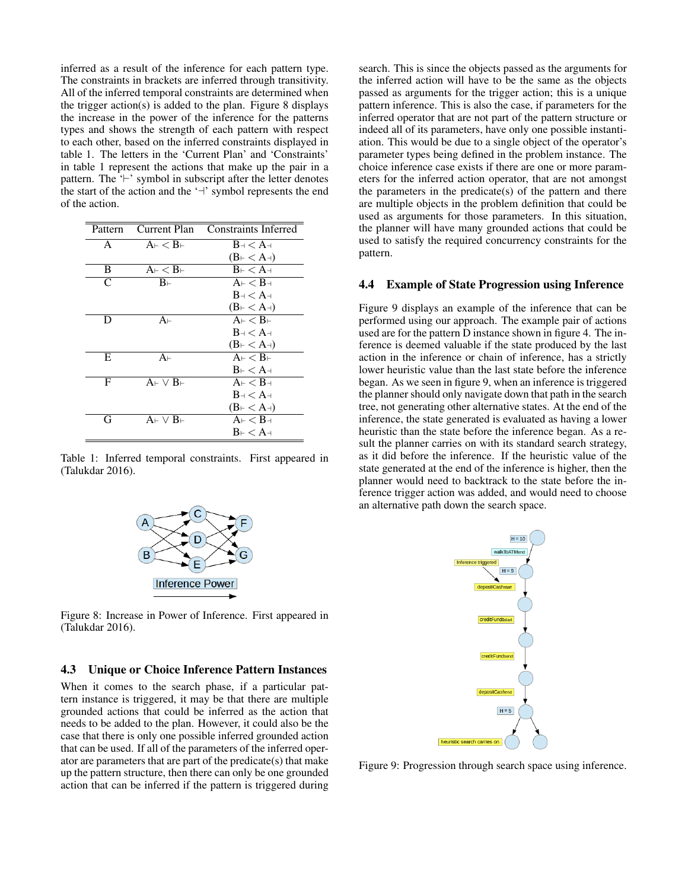inferred as a result of the inference for each pattern type. The constraints in brackets are inferred through transitivity. All of the inferred temporal constraints are determined when the trigger action(s) is added to the plan. Figure 8 displays the increase in the power of the inference for the patterns types and shows the strength of each pattern with respect to each other, based on the inferred constraints displayed in table 1. The letters in the 'Current Plan' and 'Constraints' in table 1 represent the actions that make up the pair in a pattern. The '$\vdash$' symbol in subscript after the letter denotes the start of the action and the '$\dashv$' symbol represents the end of the action.

| Pattern | Current Plan | Constraints Inferred |
|---|---|---|
| A | $A_\vdash < B_\vdash$ | $B_\dashv < A_\dashv$ |
| | | $(B_\vdash < A_\dashv)$ |
| B | $A_\vdash < B_\vdash$ | $B_\vdash < A_\dashv$ |
| C | $B_\vdash$ | $A_\vdash < B_\dashv$ |
| | | $B_\dashv < A_\dashv$ |
| | | $(B_\vdash < A_\dashv)$ |
| D | $A_\vdash$ | $A_\vdash < B_\vdash$ |
| | | $B_\dashv < A_\dashv$ |
| | | $(B_\vdash < A_\dashv)$ |
| E | $A_\vdash$ | $A_\vdash < B_\vdash$ |
| | | $B_\vdash < A_\dashv$ |
| F | $A_\vdash \vee B_\vdash$ | $A_\vdash < B_\dashv$ |
| | | $B_\dashv < A_\dashv$ |
| | | $(B_\vdash < A_\dashv)$ |
| G | $A_\vdash \vee B_\vdash$ | $A_\vdash < B_\dashv$ |
| | | $B_\vdash < A_\dashv$ |

Table 1: Inferred temporal constraints. First appeared in (Talukdar 2016).

Figure 8: Increase in Power of Inference. First appeared in (Talukdar 2016).

### 4.3 Unique or Choice Inference Pattern Instances

When it comes to the search phase, if a particular pattern instance is triggered, it may be that there are multiple grounded actions that could be inferred as the action that needs to be added to the plan. However, it could also be the case that there is only one possible inferred grounded action that can be used. If all of the parameters of the inferred operator are parameters that are part of the predicate(s) that make up the pattern structure, then there can only be one grounded action that can be inferred if the pattern is triggered during search. This is since the objects passed as the arguments for the inferred action will have to be the same as the objects passed as arguments for the trigger action; this is a unique pattern inference. This is also the case, if parameters for the inferred operator that are not part of the pattern structure or indeed all of its parameters, have only one possible instantiation. This would be due to a single object of the operator's parameter types being defined in the problem instance. The choice inference case exists if there are one or more parameters for the inferred action operator, that are not amongst the parameters in the predicate(s) of the pattern and there are multiple objects in the problem definition that could be used as arguments for those parameters. In this situation, the planner will have many grounded actions that could be used to satisfy the required concurrency constraints for the pattern.

### 4.4 Example of State Progression using Inference

Figure 9 displays an example of the inference that can be performed using our approach. The example pair of actions used are for the pattern D instance shown in figure 4. The inference is deemed valuable if the state produced by the last action in the inference or chain of inference, has a strictly lower heuristic value than the last state before the inference began. As we seen in figure 9, when an inference is triggered the planner should only navigate down that path in the search tree, not generating other alternative states. At the end of the inference, the state generated is evaluated as having a lower heuristic than the state before the inference began. As a result the planner carries on with its standard search strategy, as it did before the inference. If the heuristic value of the state generated at the end of the inference is higher, then the planner would need to backtrack to the state before the inference trigger action was added, and would need to choose an alternative path down the search space.

Figure 9: Progression through search space using inference.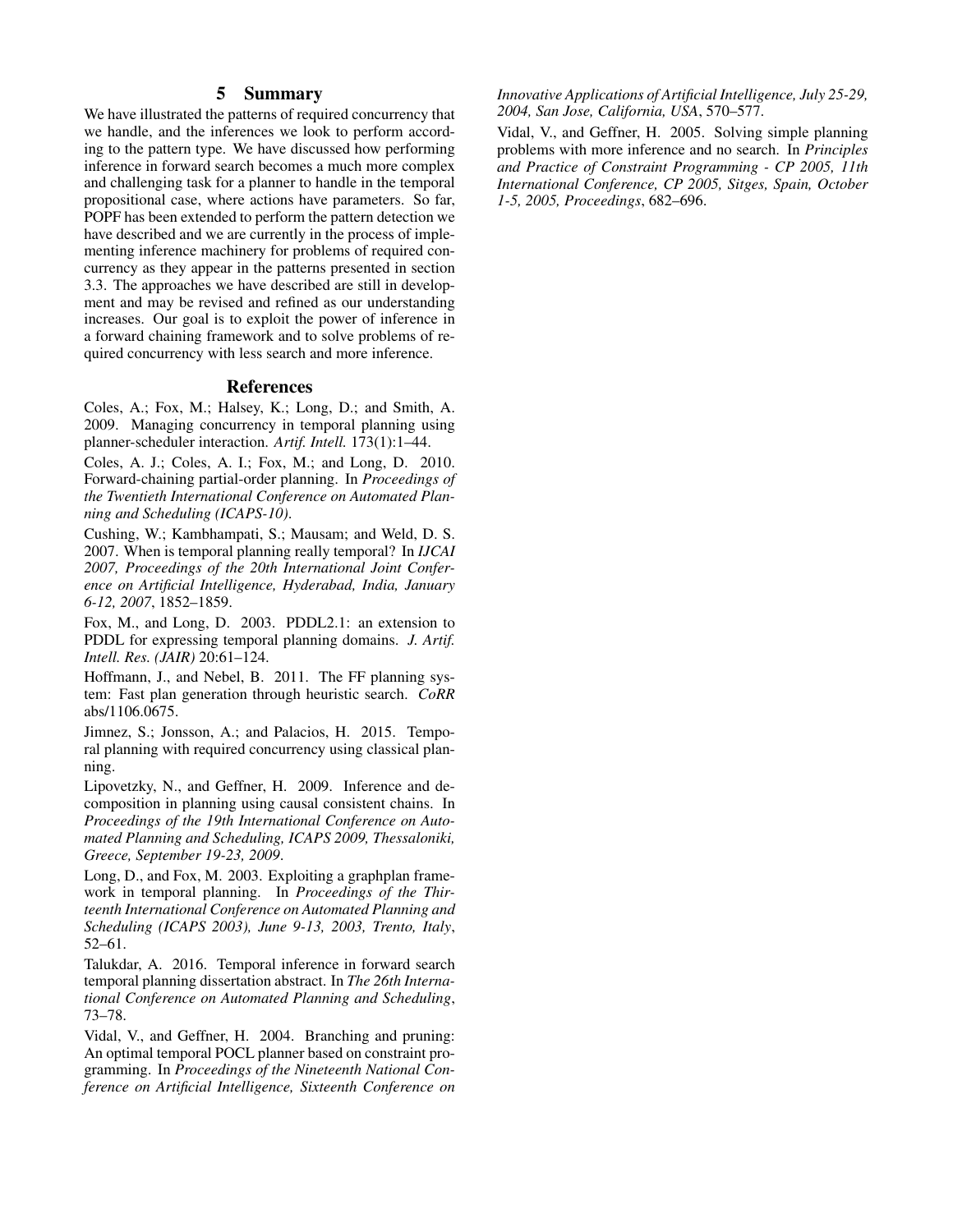## 5 Summary

We have illustrated the patterns of required concurrency that we handle, and the inferences we look to perform according to the pattern type. We have discussed how performing inference in forward search becomes a much more complex and challenging task for a planner to handle in the temporal propositional case, where actions have parameters. So far, POPF has been extended to perform the pattern detection we have described and we are currently in the process of implementing inference machinery for problems of required concurrency as they appear in the patterns presented in section 3.3. The approaches we have described are still in development and may be revised and refined as our understanding increases. Our goal is to exploit the power of inference in a forward chaining framework and to solve problems of required concurrency with less search and more inference.

## References

Coles, A.; Fox, M.; Halsey, K.; Long, D.; and Smith, A. 2009. Managing concurrency in temporal planning using planner-scheduler interaction. *Artif. Intell.* 173(1):1–44.

Coles, A. J.; Coles, A. I.; Fox, M.; and Long, D. 2010. Forward-chaining partial-order planning. In *Proceedings of the Twentieth International Conference on Automated Planning and Scheduling (ICAPS-10)*.

Cushing, W.; Kambhampati, S.; Mausam; and Weld, D. S. 2007. When is temporal planning really temporal? In *IJCAI 2007, Proceedings of the 20th International Joint Conference on Artificial Intelligence, Hyderabad, India, January 6-12, 2007*, 1852–1859.

Fox, M., and Long, D. 2003. PDDL2.1: an extension to PDDL for expressing temporal planning domains. *J. Artif. Intell. Res. (JAIR)* 20:61–124.

Hoffmann, J., and Nebel, B. 2011. The FF planning system: Fast plan generation through heuristic search. *CoRR* abs/1106.0675.

Jimnez, S.; Jonsson, A.; and Palacios, H. 2015. Temporal planning with required concurrency using classical planning.

Lipovetzky, N., and Geffner, H. 2009. Inference and decomposition in planning using causal consistent chains. In *Proceedings of the 19th International Conference on Automated Planning and Scheduling, ICAPS 2009, Thessaloniki, Greece, September 19-23, 2009*.

Long, D., and Fox, M. 2003. Exploiting a graphplan framework in temporal planning. In *Proceedings of the Thirteenth International Conference on Automated Planning and Scheduling (ICAPS 2003), June 9-13, 2003, Trento, Italy*, 52–61.

Talukdar, A. 2016. Temporal inference in forward search temporal planning dissertation abstract. In *The 26th International Conference on Automated Planning and Scheduling*, 73–78.

Vidal, V., and Geffner, H. 2004. Branching and pruning: An optimal temporal POCL planner based on constraint programming. In *Proceedings of the Nineteenth National Conference on Artificial Intelligence, Sixteenth Conference on Innovative Applications of Artificial Intelligence, July 25-29, 2004, San Jose, California, USA*, 570–577.

Vidal, V., and Geffner, H. 2005. Solving simple planning problems with more inference and no search. In *Principles and Practice of Constraint Programming - CP 2005, 11th International Conference, CP 2005, Sitges, Spain, October 1-5, 2005, Proceedings*, 682–696.